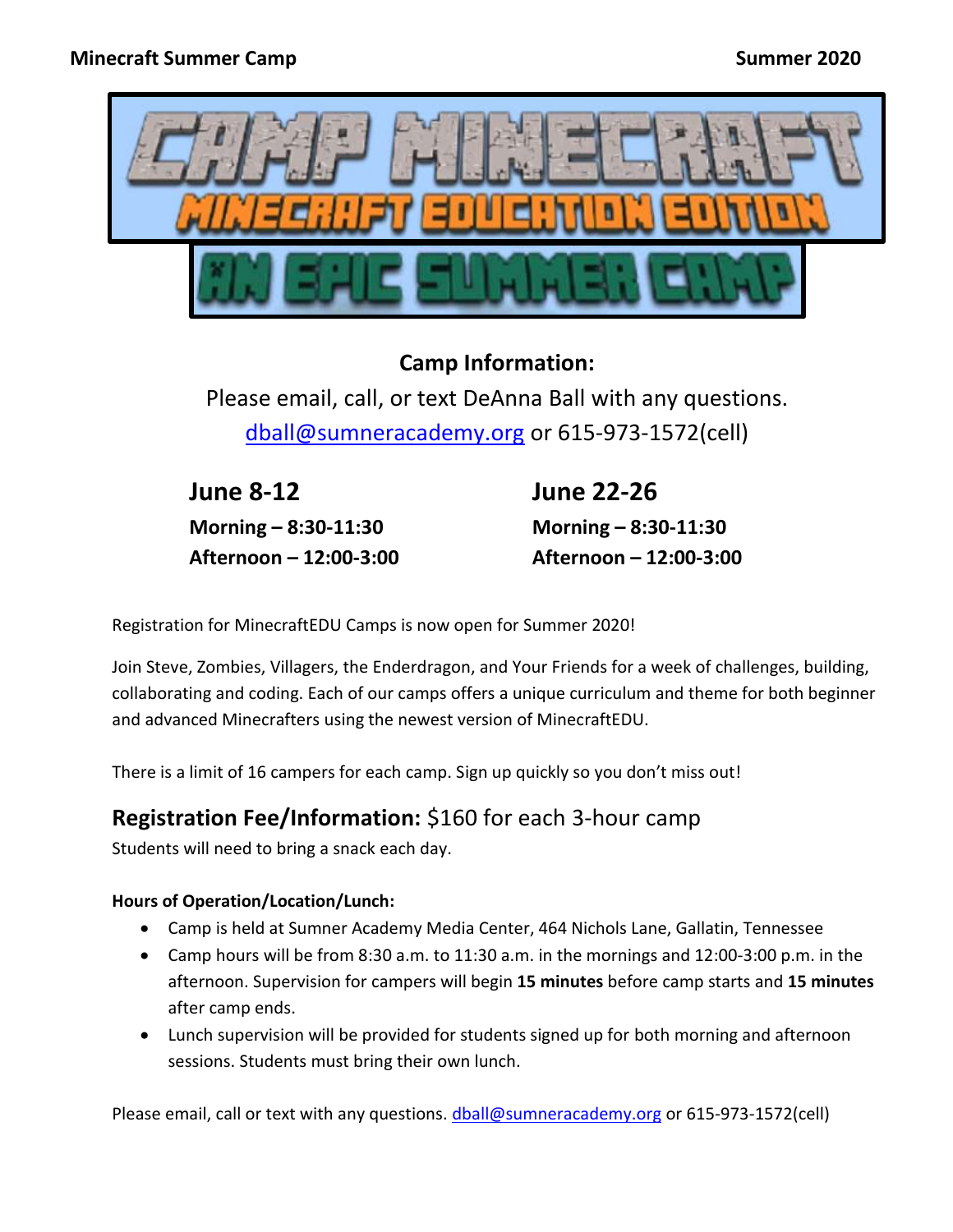**Minecraft Summer Camp** **Summer 2020**

# CAMP MINECRAFT

## MINECRAFT EDUCATION EDITION

## AN EPIC SUMMER CAMP

### Camp Information:

Please email, call, or text DeAnna Ball with any questions.
dball@sumneracademy.org or 615-973-1572(cell)

## June 8-12

**Morning – 8:30-11:30**
**Afternoon – 12:00-3:00**

## June 22-26

**Morning – 8:30-11:30**
**Afternoon – 12:00-3:00**

Registration for MinecraftEDU Camps is now open for Summer 2020!

Join Steve, Zombies, Villagers, the Enderdragon, and Your Friends for a week of challenges, building, collaborating and coding. Each of our camps offers a unique curriculum and theme for both beginner and advanced Minecrafters using the newest version of MinecraftEDU.

There is a limit of 16 campers for each camp. Sign up quickly so you don't miss out!

## **Registration Fee/Information:** $160 for each 3-hour camp

Students will need to bring a snack each day.

**Hours of Operation/Location/Lunch:**

- Camp is held at Sumner Academy Media Center, 464 Nichols Lane, Gallatin, Tennessee
- Camp hours will be from 8:30 a.m. to 11:30 a.m. in the mornings and 12:00-3:00 p.m. in the afternoon. Supervision for campers will begin **15 minutes** before camp starts and **15 minutes** after camp ends.
- Lunch supervision will be provided for students signed up for both morning and afternoon sessions. Students must bring their own lunch.

Please email, call or text with any questions. dball@sumneracademy.org or 615-973-1572(cell)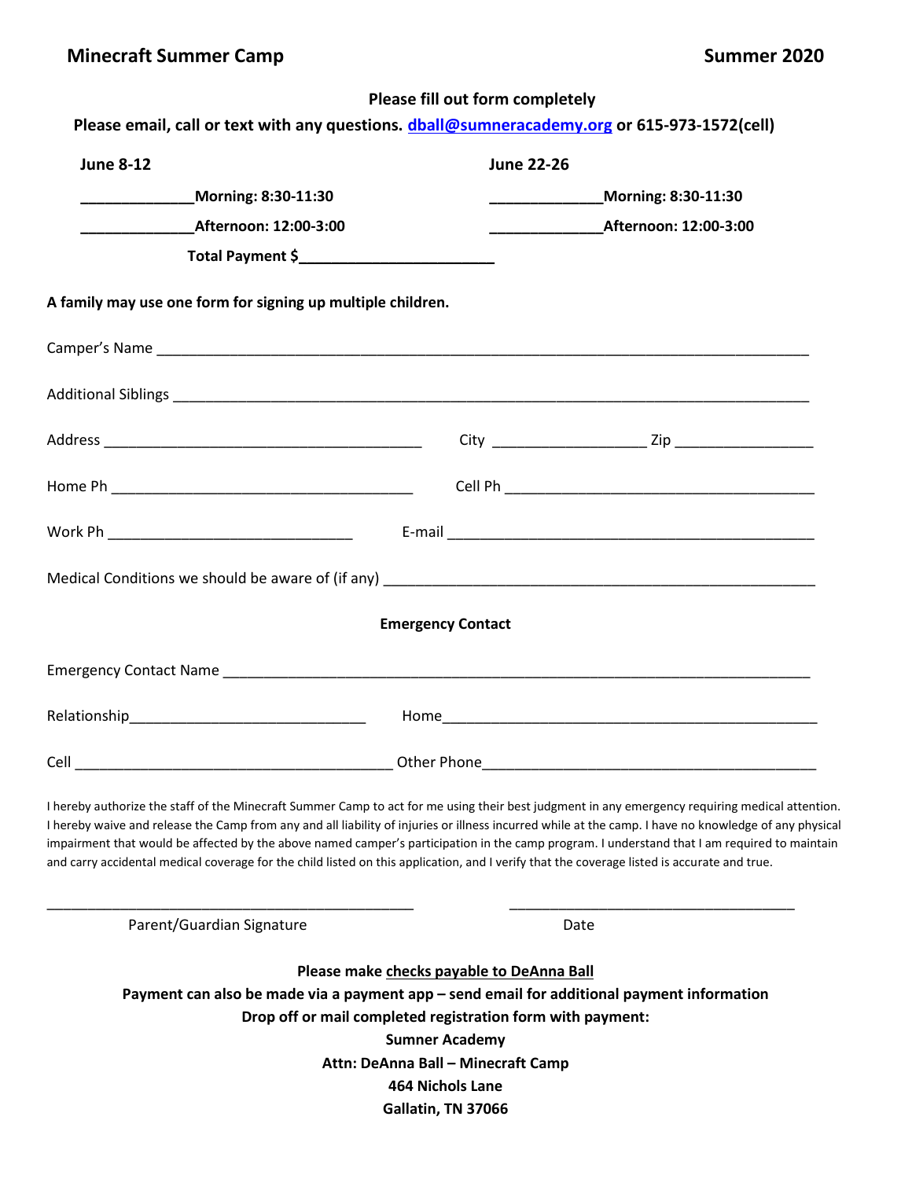**Minecraft Summer Camp** **Summer 2020**

**Please fill out form completely**

**Please email, call or text with any questions. [dball@sumneracademy.org](mailto:dball@sumneracademy.org) or 615-973-1572(cell)**

| **June 8-12** | **June 22-26** |
|---|---|
| ______________**Morning: 8:30-11:30** | ______________**Morning: 8:30-11:30** |
| ______________**Afternoon: 12:00-3:00** | ______________**Afternoon: 12:00-3:00** |

**Total Payment $________________________**

**A family may use one form for signing up multiple children.**

Camper's Name ________________________________________________________________________________

Additional Siblings ____________________________________________________________________________

Address ________________________________________ City ___________________ Zip _________________

Home Ph _____________________________________ Cell Ph _______________________________________

Work Ph ______________________________ E-mail ______________________________________________

Medical Conditions we should be aware of (if any) ______________________________________________________

**Emergency Contact**

Emergency Contact Name ___________________________________________________________________

Relationship_____________________________ Home______________________________________________

Cell _______________________________________ Other Phone__________________________________________

I hereby authorize the staff of the Minecraft Summer Camp to act for me using their best judgment in any emergency requiring medical attention. I hereby waive and release the Camp from any and all liability of injuries or illness incurred while at the camp. I have no knowledge of any physical impairment that would be affected by the above named camper's participation in the camp program. I understand that I am required to maintain and carry accidental medical coverage for the child listed on this application, and I verify that the coverage listed is accurate and true.

_______________________________________________ ____________________________________

Parent/Guardian Signature Date

**Please make checks payable to DeAnna Ball**

**Payment can also be made via a payment app – send email for additional payment information**

**Drop off or mail completed registration form with payment:**

**Sumner Academy**

**Attn: DeAnna Ball – Minecraft Camp**

**464 Nichols Lane**

**Gallatin, TN 37066**